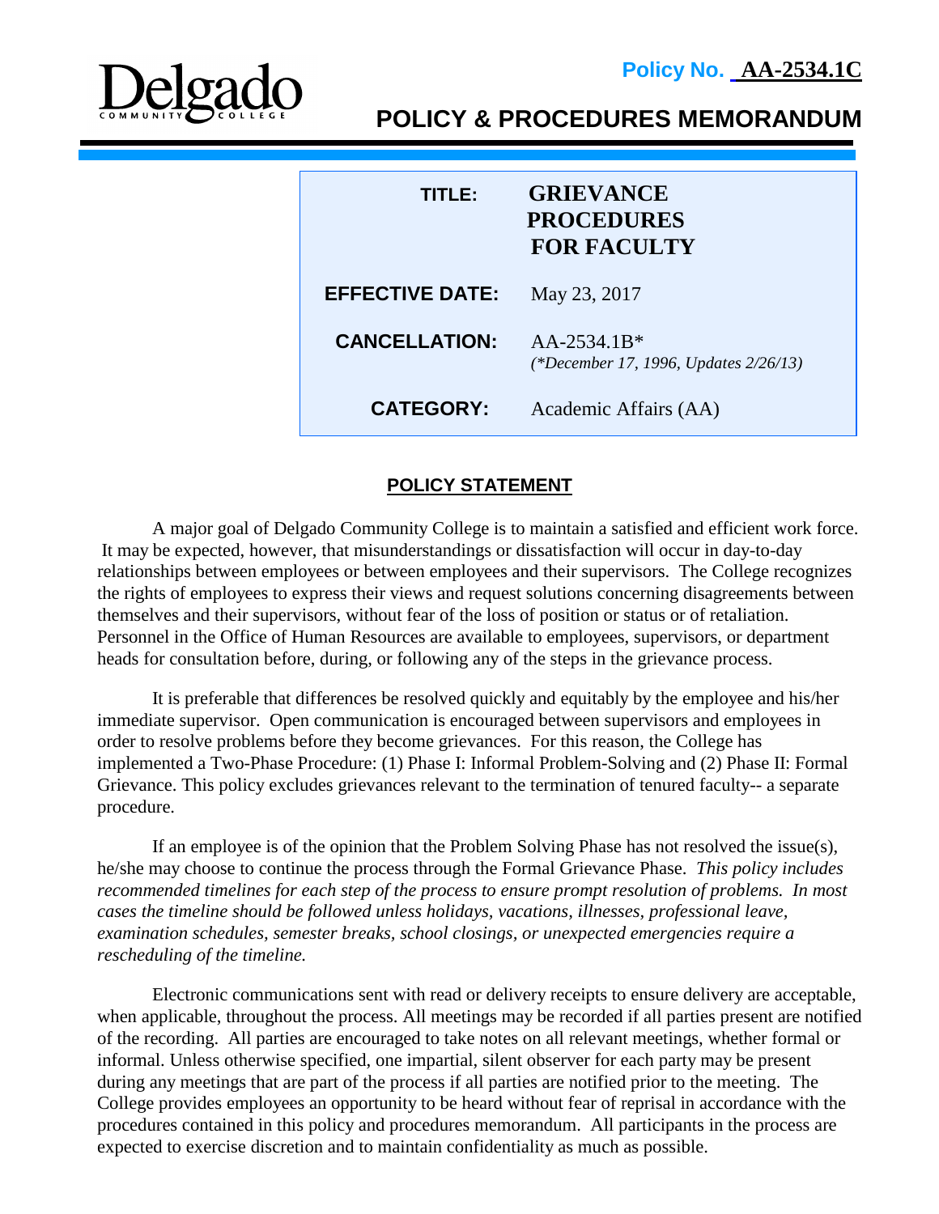Delgado COMMUNITY COLLEGE

**Policy No. AA-2534.1C**

# POLICY & PROCEDURES MEMORANDUM

| | |
|---|---|
| **TITLE:** | **GRIEVANCE PROCEDURES FOR FACULTY** |
| **EFFECTIVE DATE:** | May 23, 2017 |
| **CANCELLATION:** | AA-2534.1B* *(\*December 17, 1996, Updates 2/26/13)* |
| **CATEGORY:** | Academic Affairs (AA) |

## POLICY STATEMENT

A major goal of Delgado Community College is to maintain a satisfied and efficient work force. It may be expected, however, that misunderstandings or dissatisfaction will occur in day-to-day relationships between employees or between employees and their supervisors. The College recognizes the rights of employees to express their views and request solutions concerning disagreements between themselves and their supervisors, without fear of the loss of position or status or of retaliation. Personnel in the Office of Human Resources are available to employees, supervisors, or department heads for consultation before, during, or following any of the steps in the grievance process.

It is preferable that differences be resolved quickly and equitably by the employee and his/her immediate supervisor. Open communication is encouraged between supervisors and employees in order to resolve problems before they become grievances. For this reason, the College has implemented a Two-Phase Procedure: (1) Phase I: Informal Problem-Solving and (2) Phase II: Formal Grievance. This policy excludes grievances relevant to the termination of tenured faculty-- a separate procedure.

If an employee is of the opinion that the Problem Solving Phase has not resolved the issue(s), he/she may choose to continue the process through the Formal Grievance Phase. *This policy includes recommended timelines for each step of the process to ensure prompt resolution of problems. In most cases the timeline should be followed unless holidays, vacations, illnesses, professional leave, examination schedules, semester breaks, school closings, or unexpected emergencies require a rescheduling of the timeline.*

Electronic communications sent with read or delivery receipts to ensure delivery are acceptable, when applicable, throughout the process. All meetings may be recorded if all parties present are notified of the recording. All parties are encouraged to take notes on all relevant meetings, whether formal or informal. Unless otherwise specified, one impartial, silent observer for each party may be present during any meetings that are part of the process if all parties are notified prior to the meeting. The College provides employees an opportunity to be heard without fear of reprisal in accordance with the procedures contained in this policy and procedures memorandum. All participants in the process are expected to exercise discretion and to maintain confidentiality as much as possible.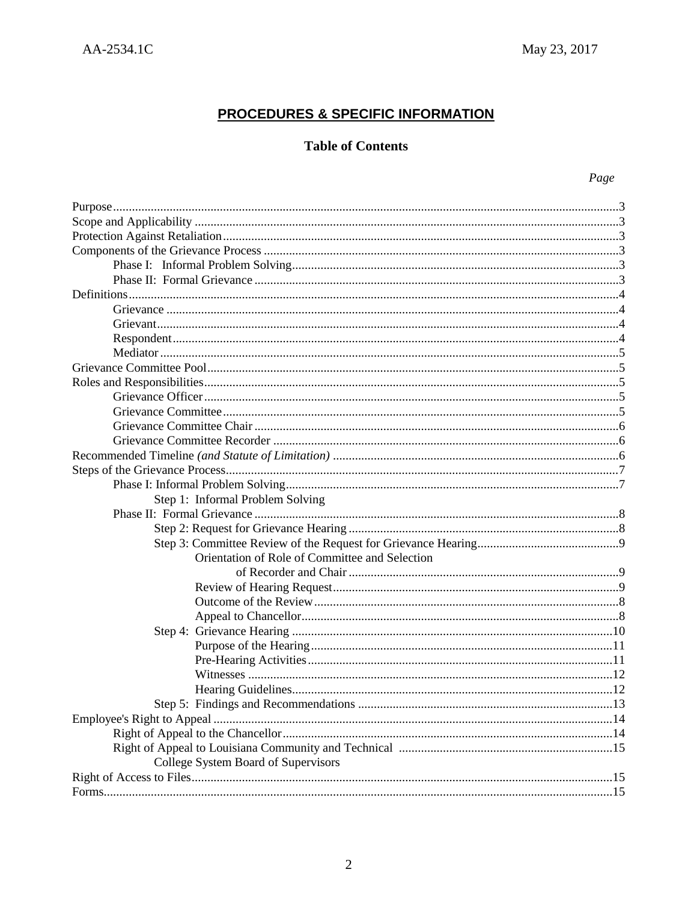# PROCEDURES & SPECIFIC INFORMATION

## Table of Contents

*Page*

| | Page |
|---|---|
| Purpose | 3 |
| Scope and Applicability | 3 |
| Protection Against Retaliation | 3 |
| Components of the Grievance Process | 3 |
| Phase I: Informal Problem Solving | 3 |
| Phase II: Formal Grievance | 3 |
| Definitions | 4 |
| Grievance | 4 |
| Grievant | 4 |
| Respondent | 4 |
| Mediator | 5 |
| Grievance Committee Pool | 5 |
| Roles and Responsibilities | 5 |
| Grievance Officer | 5 |
| Grievance Committee | 5 |
| Grievance Committee Chair | 6 |
| Grievance Committee Recorder | 6 |
| Recommended Timeline *(and Statute of Limitation)* | 6 |
| Steps of the Grievance Process | 7 |
| Phase I: Informal Problem Solving | 7 |
| Step 1: Informal Problem Solving | |
| Phase II: Formal Grievance | 8 |
| Step 2: Request for Grievance Hearing | 8 |
| Step 3: Committee Review of the Request for Grievance Hearing | 9 |
| Orientation of Role of Committee and Selection of Recorder and Chair | 9 |
| Review of Hearing Request | 9 |
| Outcome of the Review | 8 |
| Appeal to Chancellor | 8 |
| Step 4: Grievance Hearing | 10 |
| Purpose of the Hearing | 11 |
| Pre-Hearing Activities | 11 |
| Witnesses | 12 |
| Hearing Guidelines | 12 |
| Step 5: Findings and Recommendations | 13 |
| Employee's Right to Appeal | 14 |
| Right of Appeal to the Chancellor | 14 |
| Right of Appeal to Louisiana Community and Technical College System Board of Supervisors | 15 |
| Right of Access to Files | 15 |
| Forms | 15 |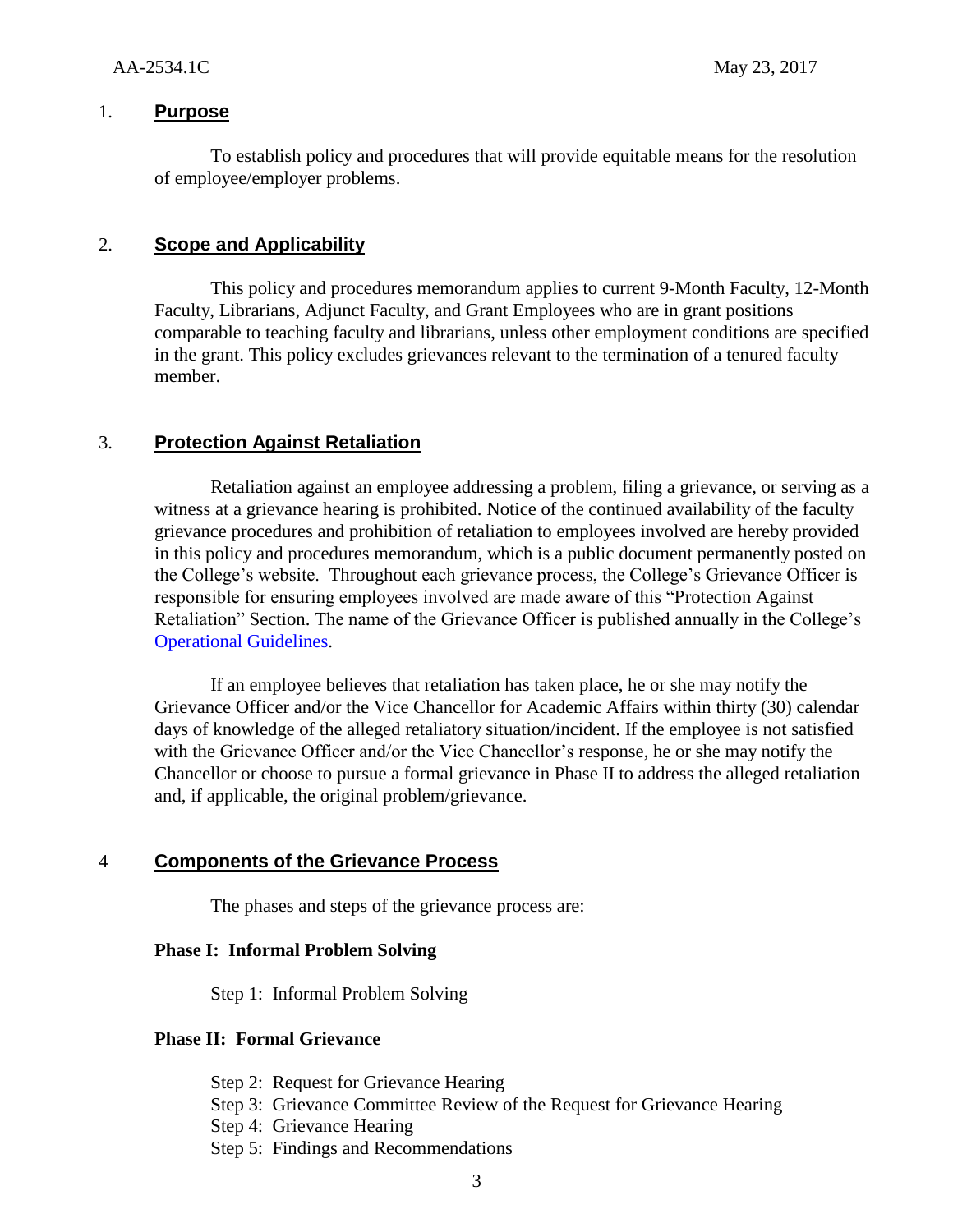## 1. Purpose

To establish policy and procedures that will provide equitable means for the resolution of employee/employer problems.

## 2. Scope and Applicability

This policy and procedures memorandum applies to current 9-Month Faculty, 12-Month Faculty, Librarians, Adjunct Faculty, and Grant Employees who are in grant positions comparable to teaching faculty and librarians, unless other employment conditions are specified in the grant. This policy excludes grievances relevant to the termination of a tenured faculty member.

## 3. Protection Against Retaliation

Retaliation against an employee addressing a problem, filing a grievance, or serving as a witness at a grievance hearing is prohibited. Notice of the continued availability of the faculty grievance procedures and prohibition of retaliation to employees involved are hereby provided in this policy and procedures memorandum, which is a public document permanently posted on the College's website. Throughout each grievance process, the College's Grievance Officer is responsible for ensuring employees involved are made aware of this "Protection Against Retaliation" Section. The name of the Grievance Officer is published annually in the College's Operational Guidelines.

If an employee believes that retaliation has taken place, he or she may notify the Grievance Officer and/or the Vice Chancellor for Academic Affairs within thirty (30) calendar days of knowledge of the alleged retaliatory situation/incident. If the employee is not satisfied with the Grievance Officer and/or the Vice Chancellor's response, he or she may notify the Chancellor or choose to pursue a formal grievance in Phase II to address the alleged retaliation and, if applicable, the original problem/grievance.

## 4 Components of the Grievance Process

The phases and steps of the grievance process are:

**Phase I: Informal Problem Solving**

Step 1: Informal Problem Solving

**Phase II: Formal Grievance**

Step 2: Request for Grievance Hearing
Step 3: Grievance Committee Review of the Request for Grievance Hearing
Step 4: Grievance Hearing
Step 5: Findings and Recommendations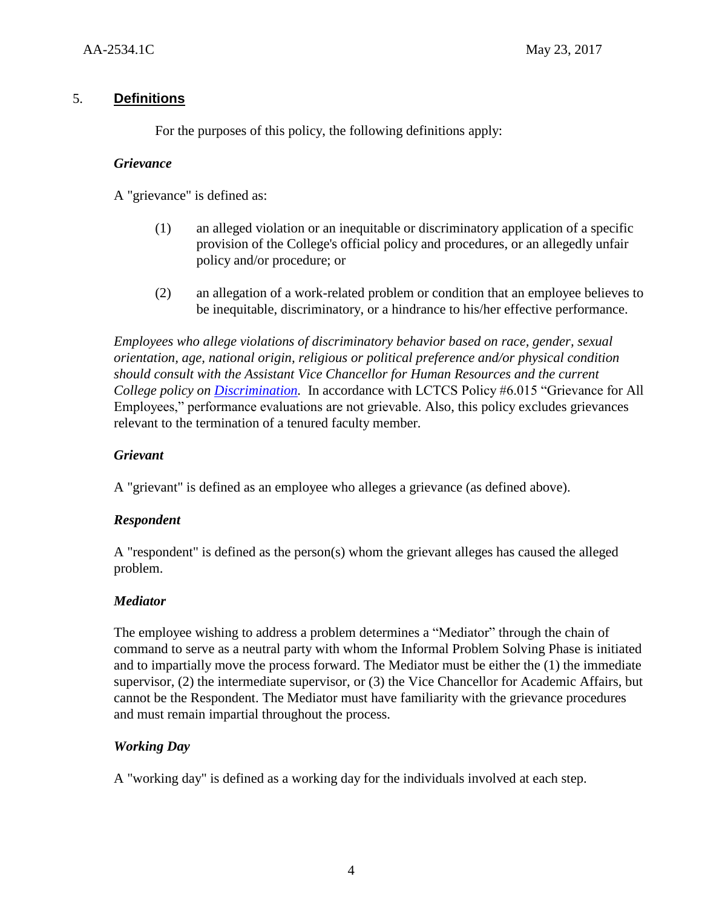## 5. **Definitions**

For the purposes of this policy, the following definitions apply:

***Grievance***

A "grievance" is defined as:

(1) an alleged violation or an inequitable or discriminatory application of a specific provision of the College's official policy and procedures, or an allegedly unfair policy and/or procedure; or

(2) an allegation of a work-related problem or condition that an employee believes to be inequitable, discriminatory, or a hindrance to his/her effective performance.

*Employees who allege violations of discriminatory behavior based on race, gender, sexual orientation, age, national origin, religious or political preference and/or physical condition should consult with the Assistant Vice Chancellor for Human Resources and the current College policy on Discrimination.* In accordance with LCTCS Policy #6.015 "Grievance for All Employees," performance evaluations are not grievable. Also, this policy excludes grievances relevant to the termination of a tenured faculty member.

***Grievant***

A "grievant" is defined as an employee who alleges a grievance (as defined above).

***Respondent***

A "respondent" is defined as the person(s) whom the grievant alleges has caused the alleged problem.

***Mediator***

The employee wishing to address a problem determines a "Mediator" through the chain of command to serve as a neutral party with whom the Informal Problem Solving Phase is initiated and to impartially move the process forward. The Mediator must be either the (1) the immediate supervisor, (2) the intermediate supervisor, or (3) the Vice Chancellor for Academic Affairs, but cannot be the Respondent. The Mediator must have familiarity with the grievance procedures and must remain impartial throughout the process.

***Working Day***

A "working day" is defined as a working day for the individuals involved at each step.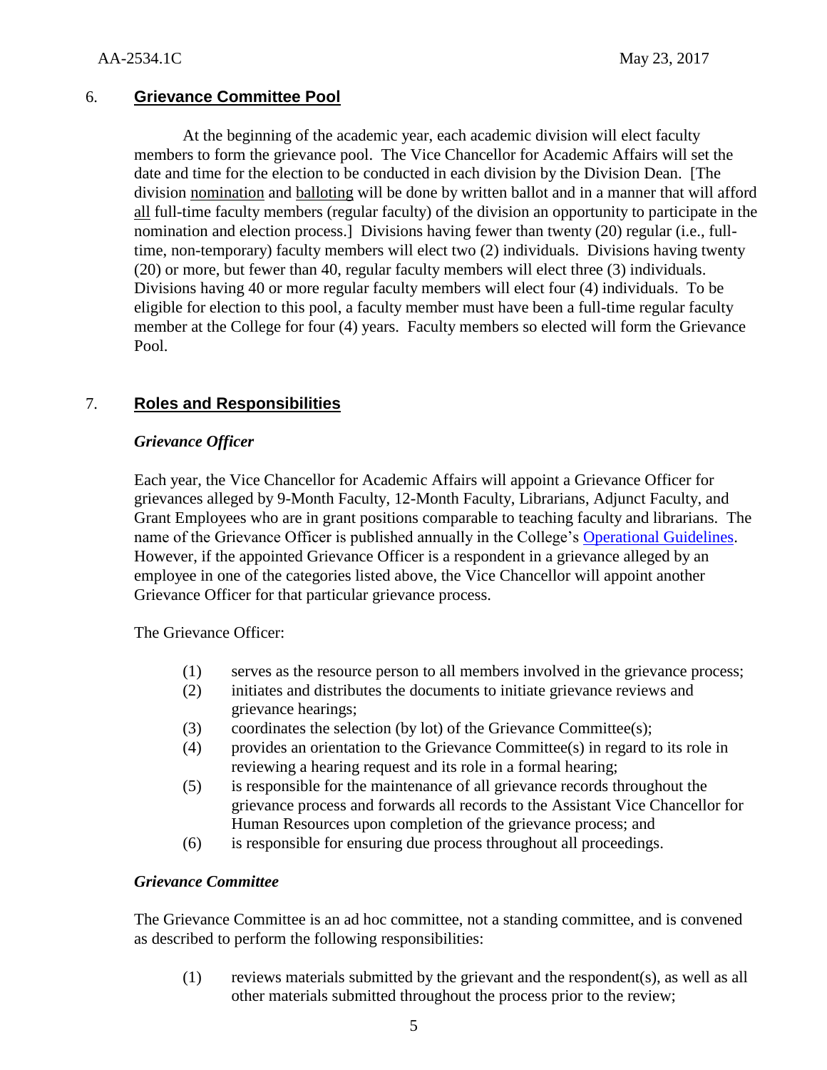## 6. Grievance Committee Pool

At the beginning of the academic year, each academic division will elect faculty members to form the grievance pool. The Vice Chancellor for Academic Affairs will set the date and time for the election to be conducted in each division by the Division Dean. [The division nomination and balloting will be done by written ballot and in a manner that will afford all full-time faculty members (regular faculty) of the division an opportunity to participate in the nomination and election process.] Divisions having fewer than twenty (20) regular (i.e., full-time, non-temporary) faculty members will elect two (2) individuals. Divisions having twenty (20) or more, but fewer than 40, regular faculty members will elect three (3) individuals. Divisions having 40 or more regular faculty members will elect four (4) individuals. To be eligible for election to this pool, a faculty member must have been a full-time regular faculty member at the College for four (4) years. Faculty members so elected will form the Grievance Pool.

## 7. Roles and Responsibilities

### *Grievance Officer*

Each year, the Vice Chancellor for Academic Affairs will appoint a Grievance Officer for grievances alleged by 9-Month Faculty, 12-Month Faculty, Librarians, Adjunct Faculty, and Grant Employees who are in grant positions comparable to teaching faculty and librarians. The name of the Grievance Officer is published annually in the College's Operational Guidelines. However, if the appointed Grievance Officer is a respondent in a grievance alleged by an employee in one of the categories listed above, the Vice Chancellor will appoint another Grievance Officer for that particular grievance process.

The Grievance Officer:

(1) serves as the resource person to all members involved in the grievance process;
(2) initiates and distributes the documents to initiate grievance reviews and grievance hearings;
(3) coordinates the selection (by lot) of the Grievance Committee(s);
(4) provides an orientation to the Grievance Committee(s) in regard to its role in reviewing a hearing request and its role in a formal hearing;
(5) is responsible for the maintenance of all grievance records throughout the grievance process and forwards all records to the Assistant Vice Chancellor for Human Resources upon completion of the grievance process; and
(6) is responsible for ensuring due process throughout all proceedings.

### *Grievance Committee*

The Grievance Committee is an ad hoc committee, not a standing committee, and is convened as described to perform the following responsibilities:

(1) reviews materials submitted by the grievant and the respondent(s), as well as all other materials submitted throughout the process prior to the review;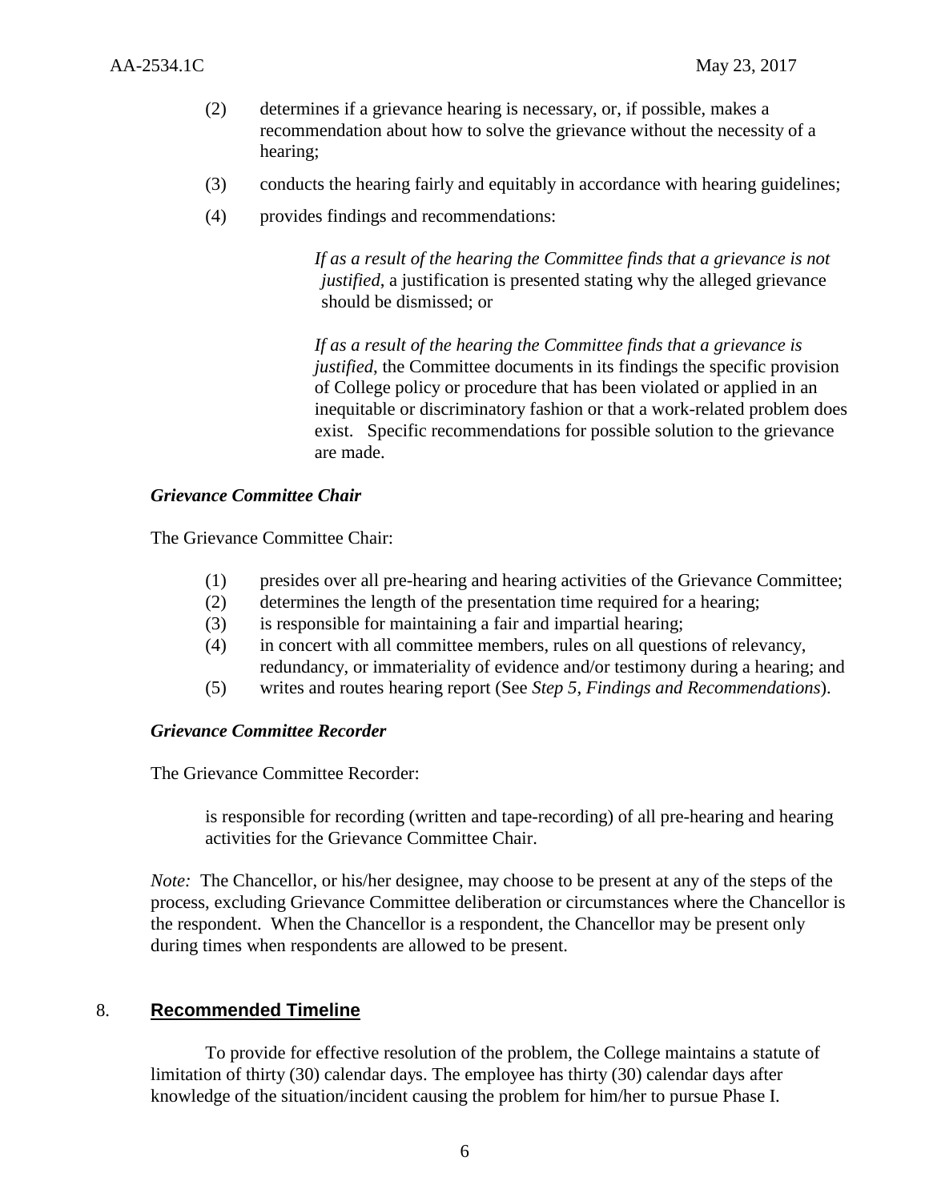(2) determines if a grievance hearing is necessary, or, if possible, makes a recommendation about how to solve the grievance without the necessity of a hearing;

(3) conducts the hearing fairly and equitably in accordance with hearing guidelines;

(4) provides findings and recommendations:

> *If as a result of the hearing the Committee finds that a grievance is not justified*, a justification is presented stating why the alleged grievance should be dismissed; or
>
> *If as a result of the hearing the Committee finds that a grievance is justified*, the Committee documents in its findings the specific provision of College policy or procedure that has been violated or applied in an inequitable or discriminatory fashion or that a work-related problem does exist. Specific recommendations for possible solution to the grievance are made.

***Grievance Committee Chair***

The Grievance Committee Chair:

(1) presides over all pre-hearing and hearing activities of the Grievance Committee;
(2) determines the length of the presentation time required for a hearing;
(3) is responsible for maintaining a fair and impartial hearing;
(4) in concert with all committee members, rules on all questions of relevancy, redundancy, or immateriality of evidence and/or testimony during a hearing; and
(5) writes and routes hearing report (See *Step 5, Findings and Recommendations*).

***Grievance Committee Recorder***

The Grievance Committee Recorder:

is responsible for recording (written and tape-recording) of all pre-hearing and hearing activities for the Grievance Committee Chair.

*Note:* The Chancellor, or his/her designee, may choose to be present at any of the steps of the process, excluding Grievance Committee deliberation or circumstances where the Chancellor is the respondent. When the Chancellor is a respondent, the Chancellor may be present only during times when respondents are allowed to be present.

## 8. **Recommended Timeline**

To provide for effective resolution of the problem, the College maintains a statute of limitation of thirty (30) calendar days. The employee has thirty (30) calendar days after knowledge of the situation/incident causing the problem for him/her to pursue Phase I.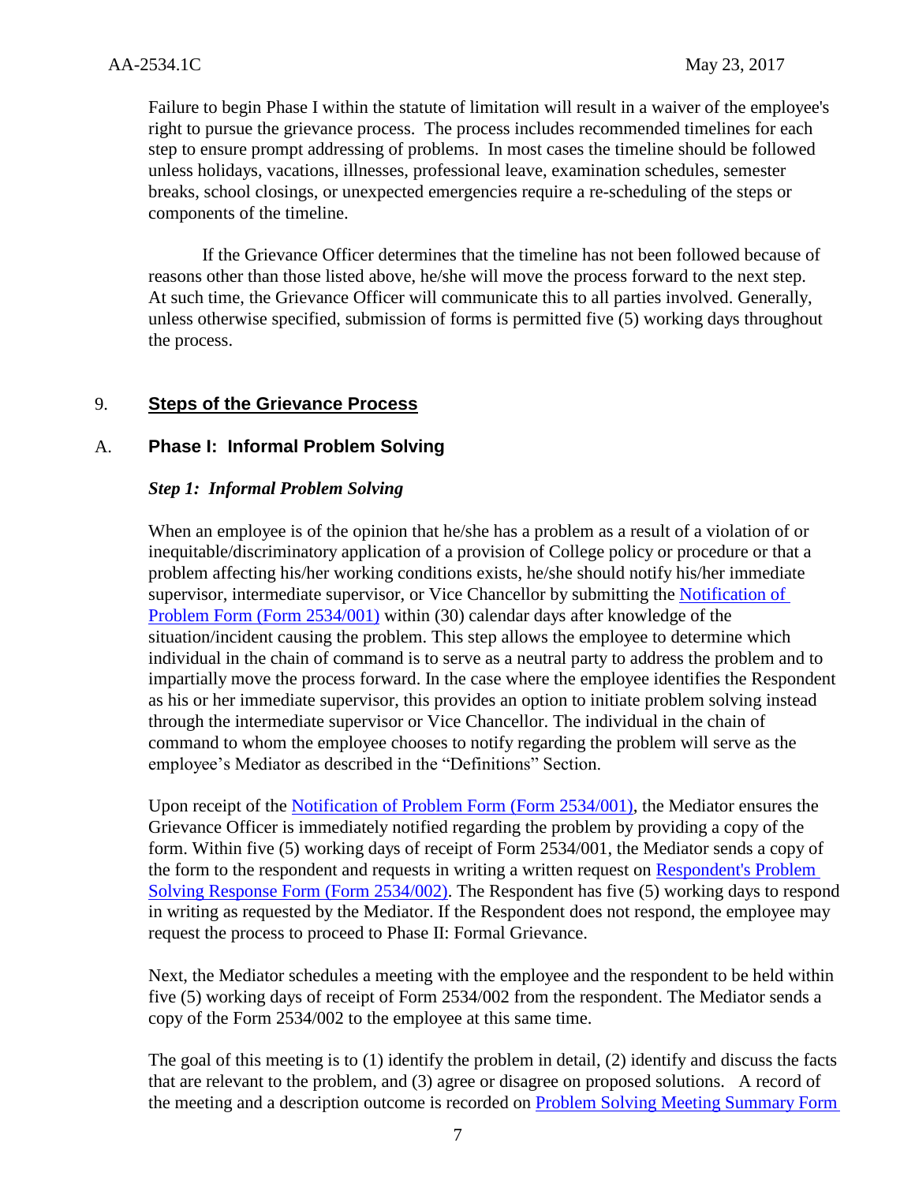Failure to begin Phase I within the statute of limitation will result in a waiver of the employee's right to pursue the grievance process. The process includes recommended timelines for each step to ensure prompt addressing of problems. In most cases the timeline should be followed unless holidays, vacations, illnesses, professional leave, examination schedules, semester breaks, school closings, or unexpected emergencies require a re-scheduling of the steps or components of the timeline.

If the Grievance Officer determines that the timeline has not been followed because of reasons other than those listed above, he/she will move the process forward to the next step. At such time, the Grievance Officer will communicate this to all parties involved. Generally, unless otherwise specified, submission of forms is permitted five (5) working days throughout the process.

## 9. **Steps of the Grievance Process**

### A. **Phase I: Informal Problem Solving**

#### *Step 1: Informal Problem Solving*

When an employee is of the opinion that he/she has a problem as a result of a violation of or inequitable/discriminatory application of a provision of College policy or procedure or that a problem affecting his/her working conditions exists, he/she should notify his/her immediate supervisor, intermediate supervisor, or Vice Chancellor by submitting the Notification of Problem Form (Form 2534/001) within (30) calendar days after knowledge of the situation/incident causing the problem. This step allows the employee to determine which individual in the chain of command is to serve as a neutral party to address the problem and to impartially move the process forward. In the case where the employee identifies the Respondent as his or her immediate supervisor, this provides an option to initiate problem solving instead through the intermediate supervisor or Vice Chancellor. The individual in the chain of command to whom the employee chooses to notify regarding the problem will serve as the employee's Mediator as described in the "Definitions" Section.

Upon receipt of the Notification of Problem Form (Form 2534/001), the Mediator ensures the Grievance Officer is immediately notified regarding the problem by providing a copy of the form. Within five (5) working days of receipt of Form 2534/001, the Mediator sends a copy of the form to the respondent and requests in writing a written request on Respondent's Problem Solving Response Form (Form 2534/002). The Respondent has five (5) working days to respond in writing as requested by the Mediator. If the Respondent does not respond, the employee may request the process to proceed to Phase II: Formal Grievance.

Next, the Mediator schedules a meeting with the employee and the respondent to be held within five (5) working days of receipt of Form 2534/002 from the respondent. The Mediator sends a copy of the Form 2534/002 to the employee at this same time.

The goal of this meeting is to (1) identify the problem in detail, (2) identify and discuss the facts that are relevant to the problem, and (3) agree or disagree on proposed solutions. A record of the meeting and a description outcome is recorded on Problem Solving Meeting Summary Form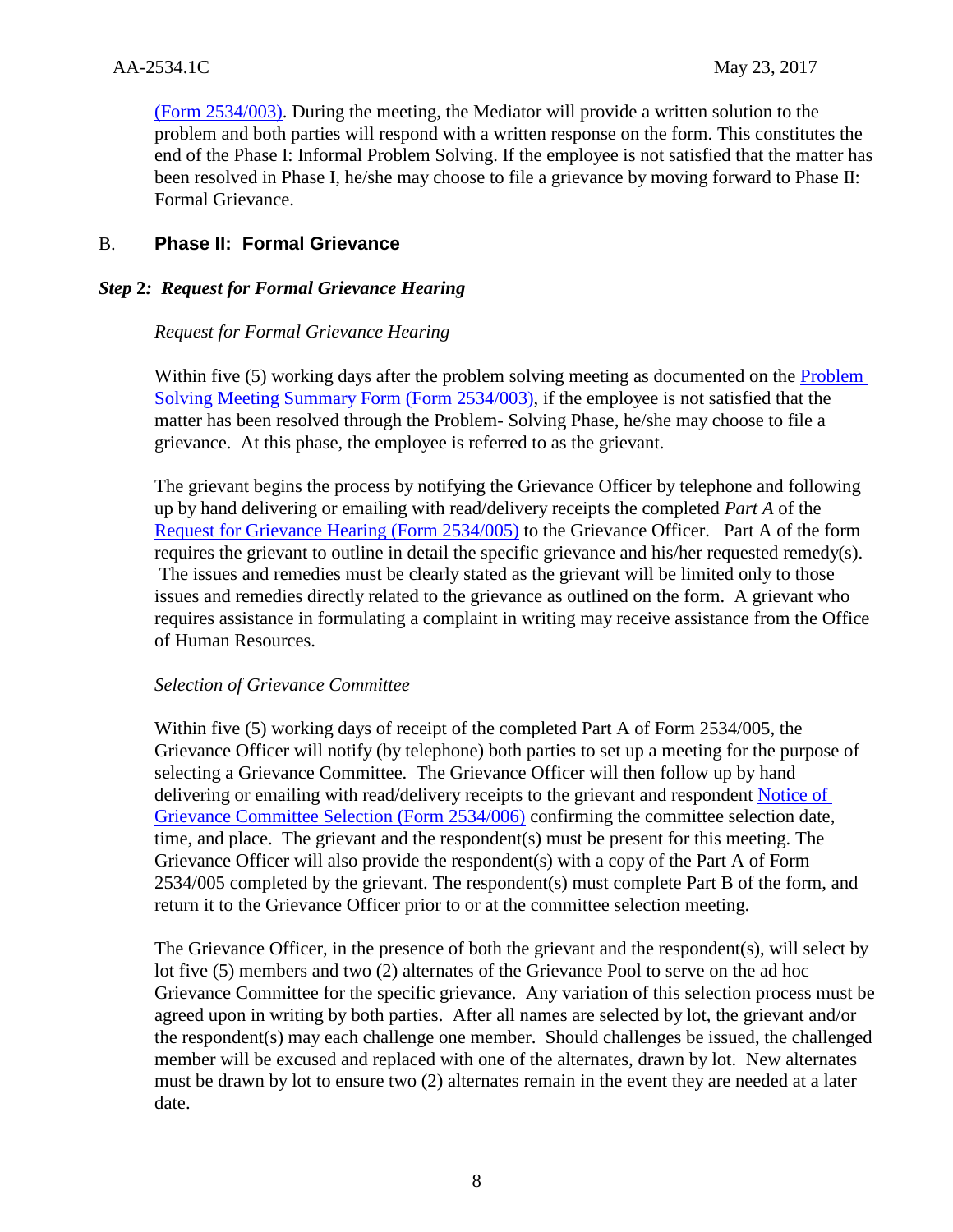(Form 2534/003). During the meeting, the Mediator will provide a written solution to the problem and both parties will respond with a written response on the form. This constitutes the end of the Phase I: Informal Problem Solving. If the employee is not satisfied that the matter has been resolved in Phase I, he/she may choose to file a grievance by moving forward to Phase II: Formal Grievance.

## B. Phase II: Formal Grievance

### *Step 2: Request for Formal Grievance Hearing*

*Request for Formal Grievance Hearing*

Within five (5) working days after the problem solving meeting as documented on the Problem Solving Meeting Summary Form (Form 2534/003), if the employee is not satisfied that the matter has been resolved through the Problem- Solving Phase, he/she may choose to file a grievance. At this phase, the employee is referred to as the grievant.

The grievant begins the process by notifying the Grievance Officer by telephone and following up by hand delivering or emailing with read/delivery receipts the completed *Part A* of the Request for Grievance Hearing (Form 2534/005) to the Grievance Officer. Part A of the form requires the grievant to outline in detail the specific grievance and his/her requested remedy(s). The issues and remedies must be clearly stated as the grievant will be limited only to those issues and remedies directly related to the grievance as outlined on the form. A grievant who requires assistance in formulating a complaint in writing may receive assistance from the Office of Human Resources.

*Selection of Grievance Committee*

Within five (5) working days of receipt of the completed Part A of Form 2534/005, the Grievance Officer will notify (by telephone) both parties to set up a meeting for the purpose of selecting a Grievance Committee. The Grievance Officer will then follow up by hand delivering or emailing with read/delivery receipts to the grievant and respondent Notice of Grievance Committee Selection (Form 2534/006) confirming the committee selection date, time, and place. The grievant and the respondent(s) must be present for this meeting. The Grievance Officer will also provide the respondent(s) with a copy of the Part A of Form 2534/005 completed by the grievant. The respondent(s) must complete Part B of the form, and return it to the Grievance Officer prior to or at the committee selection meeting.

The Grievance Officer, in the presence of both the grievant and the respondent(s), will select by lot five (5) members and two (2) alternates of the Grievance Pool to serve on the ad hoc Grievance Committee for the specific grievance. Any variation of this selection process must be agreed upon in writing by both parties. After all names are selected by lot, the grievant and/or the respondent(s) may each challenge one member. Should challenges be issued, the challenged member will be excused and replaced with one of the alternates, drawn by lot. New alternates must be drawn by lot to ensure two (2) alternates remain in the event they are needed at a later date.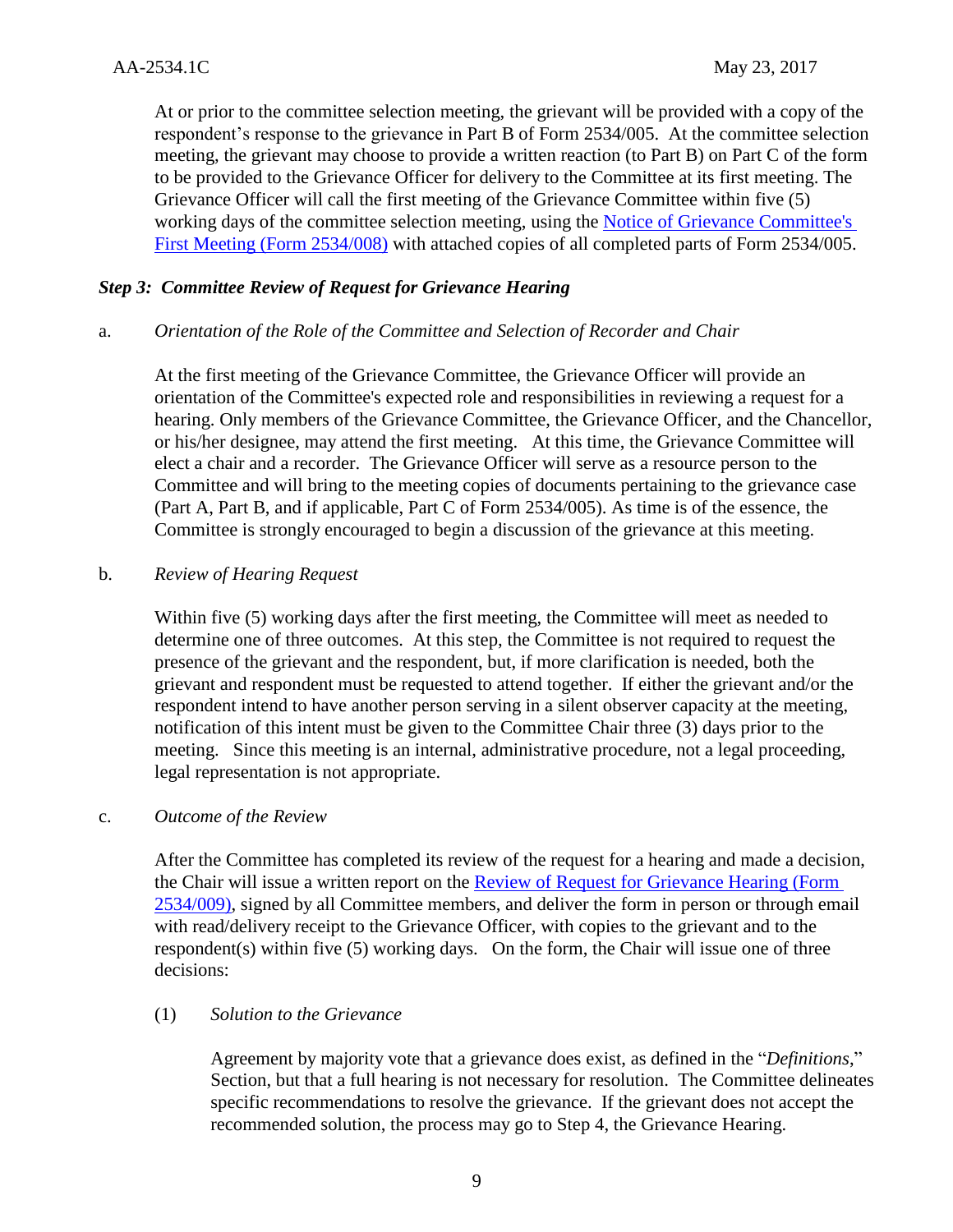At or prior to the committee selection meeting, the grievant will be provided with a copy of the respondent's response to the grievance in Part B of Form 2534/005. At the committee selection meeting, the grievant may choose to provide a written reaction (to Part B) on Part C of the form to be provided to the Grievance Officer for delivery to the Committee at its first meeting. The Grievance Officer will call the first meeting of the Grievance Committee within five (5) working days of the committee selection meeting, using the [Notice of Grievance Committee's First Meeting (Form 2534/008)]() with attached copies of all completed parts of Form 2534/005.

### *Step 3: Committee Review of Request for Grievance Hearing*

a. *Orientation of the Role of the Committee and Selection of Recorder and Chair*

At the first meeting of the Grievance Committee, the Grievance Officer will provide an orientation of the Committee's expected role and responsibilities in reviewing a request for a hearing. Only members of the Grievance Committee, the Grievance Officer, and the Chancellor, or his/her designee, may attend the first meeting. At this time, the Grievance Committee will elect a chair and a recorder. The Grievance Officer will serve as a resource person to the Committee and will bring to the meeting copies of documents pertaining to the grievance case (Part A, Part B, and if applicable, Part C of Form 2534/005). As time is of the essence, the Committee is strongly encouraged to begin a discussion of the grievance at this meeting.

b. *Review of Hearing Request*

Within five (5) working days after the first meeting, the Committee will meet as needed to determine one of three outcomes. At this step, the Committee is not required to request the presence of the grievant and the respondent, but, if more clarification is needed, both the grievant and respondent must be requested to attend together. If either the grievant and/or the respondent intend to have another person serving in a silent observer capacity at the meeting, notification of this intent must be given to the Committee Chair three (3) days prior to the meeting. Since this meeting is an internal, administrative procedure, not a legal proceeding, legal representation is not appropriate.

c. *Outcome of the Review*

After the Committee has completed its review of the request for a hearing and made a decision, the Chair will issue a written report on the [Review of Request for Grievance Hearing (Form 2534/009)](), signed by all Committee members, and deliver the form in person or through email with read/delivery receipt to the Grievance Officer, with copies to the grievant and to the respondent(s) within five (5) working days. On the form, the Chair will issue one of three decisions:

(1) *Solution to the Grievance*

Agreement by majority vote that a grievance does exist, as defined in the "*Definitions*," Section, but that a full hearing is not necessary for resolution. The Committee delineates specific recommendations to resolve the grievance. If the grievant does not accept the recommended solution, the process may go to Step 4, the Grievance Hearing.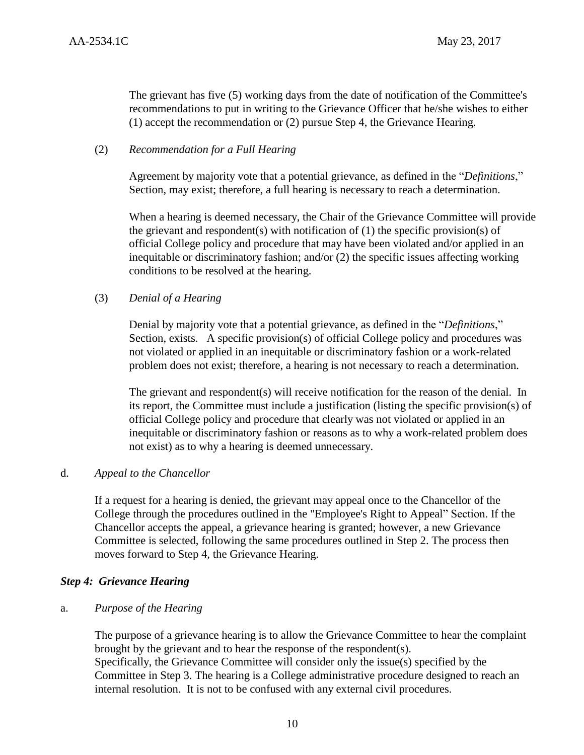The grievant has five (5) working days from the date of notification of the Committee's recommendations to put in writing to the Grievance Officer that he/she wishes to either (1) accept the recommendation or (2) pursue Step 4, the Grievance Hearing.

(2) *Recommendation for a Full Hearing*

Agreement by majority vote that a potential grievance, as defined in the "*Definitions*," Section, may exist; therefore, a full hearing is necessary to reach a determination.

When a hearing is deemed necessary, the Chair of the Grievance Committee will provide the grievant and respondent(s) with notification of (1) the specific provision(s) of official College policy and procedure that may have been violated and/or applied in an inequitable or discriminatory fashion; and/or (2) the specific issues affecting working conditions to be resolved at the hearing.

(3) *Denial of a Hearing*

Denial by majority vote that a potential grievance, as defined in the "*Definitions*," Section, exists. A specific provision(s) of official College policy and procedures was not violated or applied in an inequitable or discriminatory fashion or a work-related problem does not exist; therefore, a hearing is not necessary to reach a determination.

The grievant and respondent(s) will receive notification for the reason of the denial. In its report, the Committee must include a justification (listing the specific provision(s) of official College policy and procedure that clearly was not violated or applied in an inequitable or discriminatory fashion or reasons as to why a work-related problem does not exist) as to why a hearing is deemed unnecessary.

d. *Appeal to the Chancellor*

If a request for a hearing is denied, the grievant may appeal once to the Chancellor of the College through the procedures outlined in the "Employee's Right to Appeal" Section. If the Chancellor accepts the appeal, a grievance hearing is granted; however, a new Grievance Committee is selected, following the same procedures outlined in Step 2. The process then moves forward to Step 4, the Grievance Hearing.

***Step 4: Grievance Hearing***

a. *Purpose of the Hearing*

The purpose of a grievance hearing is to allow the Grievance Committee to hear the complaint brought by the grievant and to hear the response of the respondent(s).
Specifically, the Grievance Committee will consider only the issue(s) specified by the Committee in Step 3. The hearing is a College administrative procedure designed to reach an internal resolution. It is not to be confused with any external civil procedures.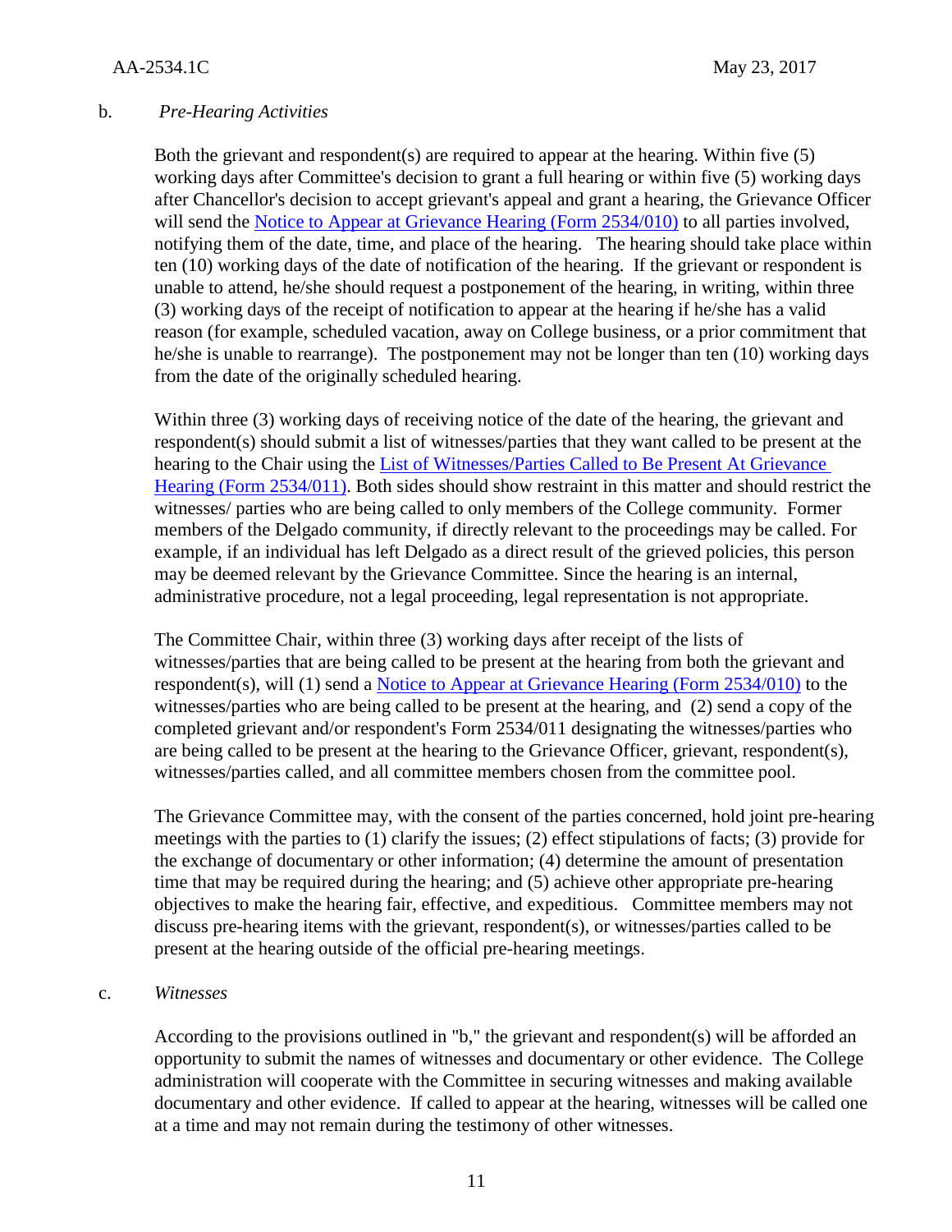b. *Pre-Hearing Activities*

Both the grievant and respondent(s) are required to appear at the hearing. Within five (5) working days after Committee's decision to grant a full hearing or within five (5) working days after Chancellor's decision to accept grievant's appeal and grant a hearing, the Grievance Officer will send the Notice to Appear at Grievance Hearing (Form 2534/010) to all parties involved, notifying them of the date, time, and place of the hearing. The hearing should take place within ten (10) working days of the date of notification of the hearing. If the grievant or respondent is unable to attend, he/she should request a postponement of the hearing, in writing, within three (3) working days of the receipt of notification to appear at the hearing if he/she has a valid reason (for example, scheduled vacation, away on College business, or a prior commitment that he/she is unable to rearrange). The postponement may not be longer than ten (10) working days from the date of the originally scheduled hearing.

Within three (3) working days of receiving notice of the date of the hearing, the grievant and respondent(s) should submit a list of witnesses/parties that they want called to be present at the hearing to the Chair using the List of Witnesses/Parties Called to Be Present At Grievance Hearing (Form 2534/011). Both sides should show restraint in this matter and should restrict the witnesses/ parties who are being called to only members of the College community. Former members of the Delgado community, if directly relevant to the proceedings may be called. For example, if an individual has left Delgado as a direct result of the grieved policies, this person may be deemed relevant by the Grievance Committee. Since the hearing is an internal, administrative procedure, not a legal proceeding, legal representation is not appropriate.

The Committee Chair, within three (3) working days after receipt of the lists of witnesses/parties that are being called to be present at the hearing from both the grievant and respondent(s), will (1) send a Notice to Appear at Grievance Hearing (Form 2534/010) to the witnesses/parties who are being called to be present at the hearing, and (2) send a copy of the completed grievant and/or respondent's Form 2534/011 designating the witnesses/parties who are being called to be present at the hearing to the Grievance Officer, grievant, respondent(s), witnesses/parties called, and all committee members chosen from the committee pool.

The Grievance Committee may, with the consent of the parties concerned, hold joint pre-hearing meetings with the parties to (1) clarify the issues; (2) effect stipulations of facts; (3) provide for the exchange of documentary or other information; (4) determine the amount of presentation time that may be required during the hearing; and (5) achieve other appropriate pre-hearing objectives to make the hearing fair, effective, and expeditious. Committee members may not discuss pre-hearing items with the grievant, respondent(s), or witnesses/parties called to be present at the hearing outside of the official pre-hearing meetings.

c. *Witnesses*

According to the provisions outlined in "b," the grievant and respondent(s) will be afforded an opportunity to submit the names of witnesses and documentary or other evidence. The College administration will cooperate with the Committee in securing witnesses and making available documentary and other evidence. If called to appear at the hearing, witnesses will be called one at a time and may not remain during the testimony of other witnesses.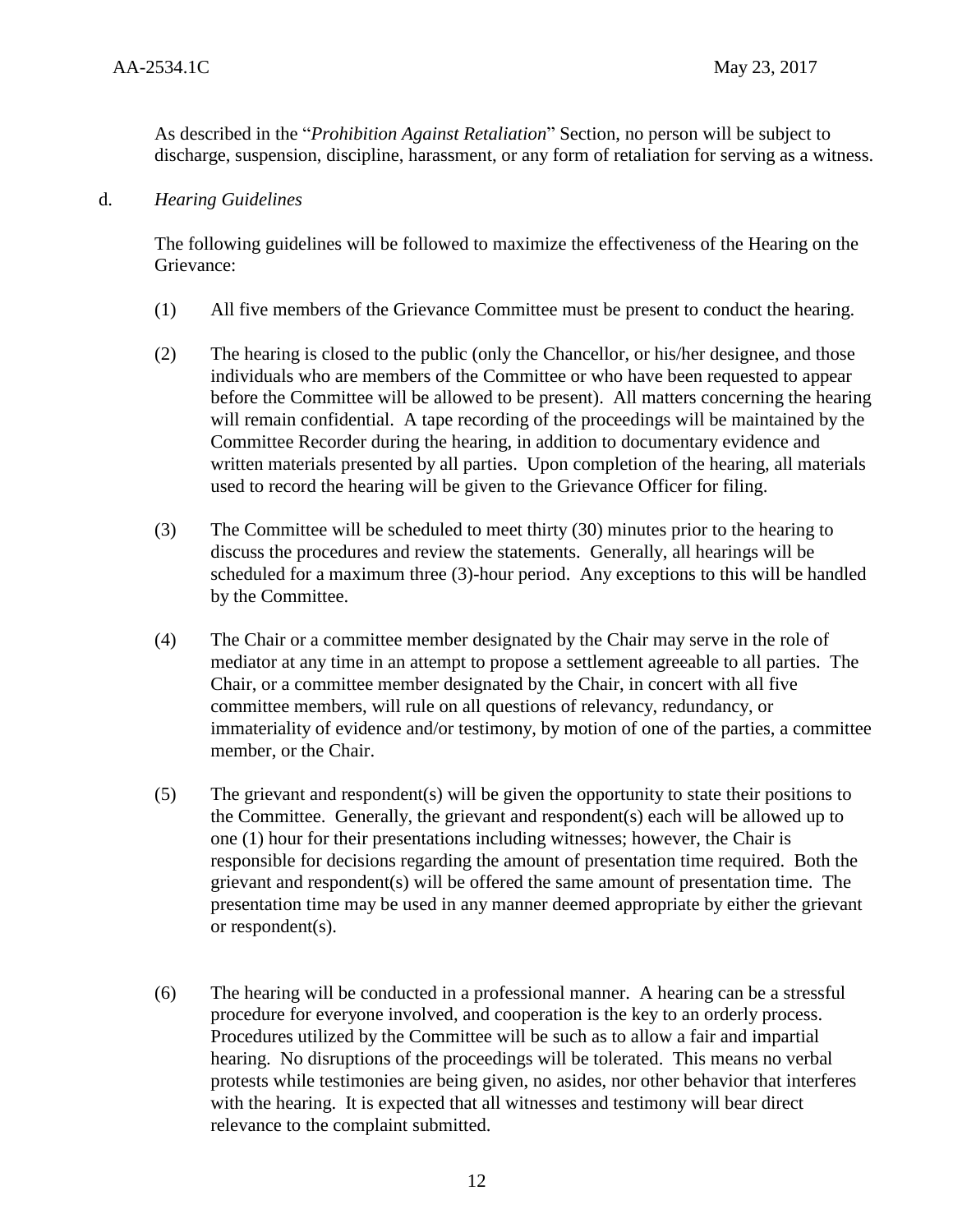As described in the "*Prohibition Against Retaliation*" Section, no person will be subject to discharge, suspension, discipline, harassment, or any form of retaliation for serving as a witness.

d. *Hearing Guidelines*

The following guidelines will be followed to maximize the effectiveness of the Hearing on the Grievance:

(1) All five members of the Grievance Committee must be present to conduct the hearing.

(2) The hearing is closed to the public (only the Chancellor, or his/her designee, and those individuals who are members of the Committee or who have been requested to appear before the Committee will be allowed to be present). All matters concerning the hearing will remain confidential. A tape recording of the proceedings will be maintained by the Committee Recorder during the hearing, in addition to documentary evidence and written materials presented by all parties. Upon completion of the hearing, all materials used to record the hearing will be given to the Grievance Officer for filing.

(3) The Committee will be scheduled to meet thirty (30) minutes prior to the hearing to discuss the procedures and review the statements. Generally, all hearings will be scheduled for a maximum three (3)-hour period. Any exceptions to this will be handled by the Committee.

(4) The Chair or a committee member designated by the Chair may serve in the role of mediator at any time in an attempt to propose a settlement agreeable to all parties. The Chair, or a committee member designated by the Chair, in concert with all five committee members, will rule on all questions of relevancy, redundancy, or immateriality of evidence and/or testimony, by motion of one of the parties, a committee member, or the Chair.

(5) The grievant and respondent(s) will be given the opportunity to state their positions to the Committee. Generally, the grievant and respondent(s) each will be allowed up to one (1) hour for their presentations including witnesses; however, the Chair is responsible for decisions regarding the amount of presentation time required. Both the grievant and respondent(s) will be offered the same amount of presentation time. The presentation time may be used in any manner deemed appropriate by either the grievant or respondent(s).

(6) The hearing will be conducted in a professional manner. A hearing can be a stressful procedure for everyone involved, and cooperation is the key to an orderly process. Procedures utilized by the Committee will be such as to allow a fair and impartial hearing. No disruptions of the proceedings will be tolerated. This means no verbal protests while testimonies are being given, no asides, nor other behavior that interferes with the hearing. It is expected that all witnesses and testimony will bear direct relevance to the complaint submitted.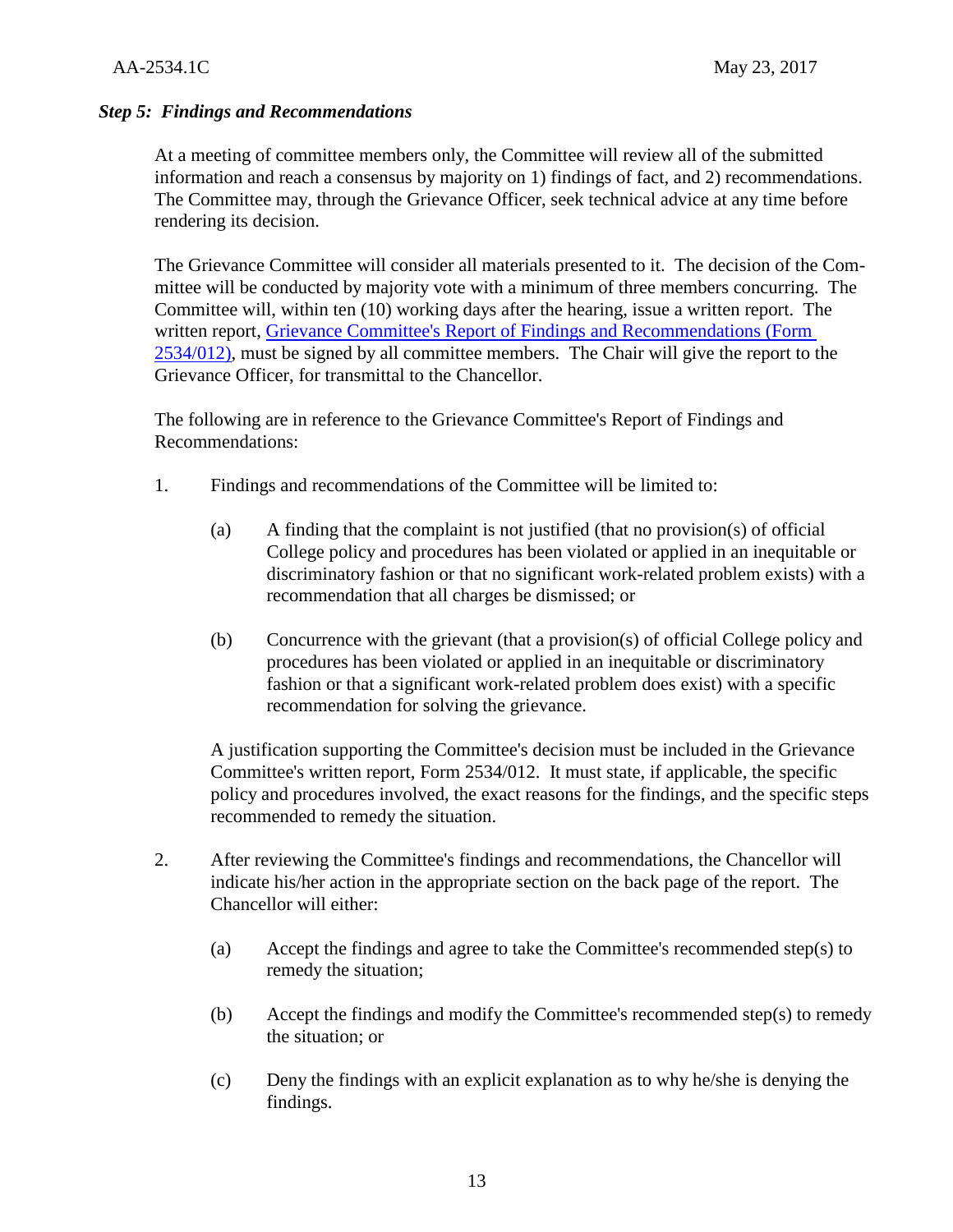### *Step 5: Findings and Recommendations*

At a meeting of committee members only, the Committee will review all of the submitted information and reach a consensus by majority on 1) findings of fact, and 2) recommendations. The Committee may, through the Grievance Officer, seek technical advice at any time before rendering its decision.

The Grievance Committee will consider all materials presented to it. The decision of the Committee will be conducted by majority vote with a minimum of three members concurring. The Committee will, within ten (10) working days after the hearing, issue a written report. The written report, [Grievance Committee's Report of Findings and Recommendations (Form 2534/012)](), must be signed by all committee members. The Chair will give the report to the Grievance Officer, for transmittal to the Chancellor.

The following are in reference to the Grievance Committee's Report of Findings and Recommendations:

1. Findings and recommendations of the Committee will be limited to:

   (a) A finding that the complaint is not justified (that no provision(s) of official College policy and procedures has been violated or applied in an inequitable or discriminatory fashion or that no significant work-related problem exists) with a recommendation that all charges be dismissed; or

   (b) Concurrence with the grievant (that a provision(s) of official College policy and procedures has been violated or applied in an inequitable or discriminatory fashion or that a significant work-related problem does exist) with a specific recommendation for solving the grievance.

   A justification supporting the Committee's decision must be included in the Grievance Committee's written report, Form 2534/012. It must state, if applicable, the specific policy and procedures involved, the exact reasons for the findings, and the specific steps recommended to remedy the situation.

2. After reviewing the Committee's findings and recommendations, the Chancellor will indicate his/her action in the appropriate section on the back page of the report. The Chancellor will either:

   (a) Accept the findings and agree to take the Committee's recommended step(s) to remedy the situation;

   (b) Accept the findings and modify the Committee's recommended step(s) to remedy the situation; or

   (c) Deny the findings with an explicit explanation as to why he/she is denying the findings.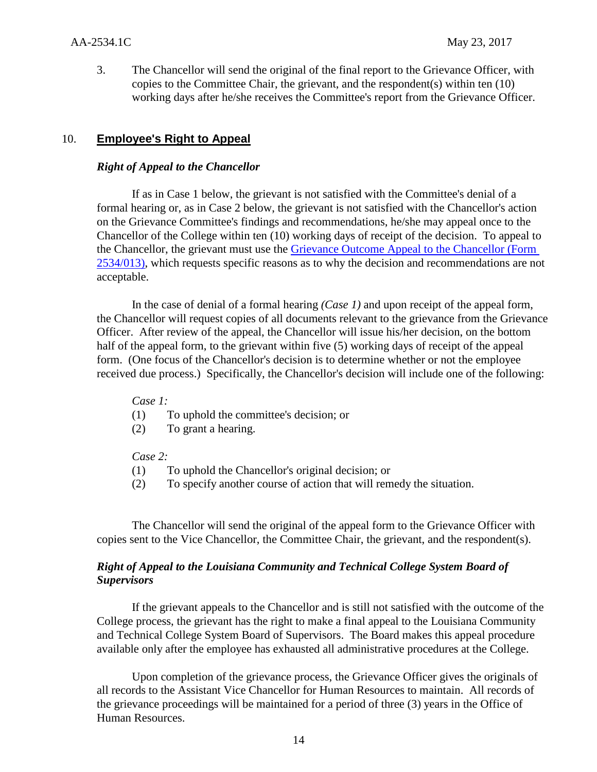3. The Chancellor will send the original of the final report to the Grievance Officer, with copies to the Committee Chair, the grievant, and the respondent(s) within ten (10) working days after he/she receives the Committee's report from the Grievance Officer.

## 10. Employee's Right to Appeal

### *Right of Appeal to the Chancellor*

If as in Case 1 below, the grievant is not satisfied with the Committee's denial of a formal hearing or, as in Case 2 below, the grievant is not satisfied with the Chancellor's action on the Grievance Committee's findings and recommendations, he/she may appeal once to the Chancellor of the College within ten (10) working days of receipt of the decision. To appeal to the Chancellor, the grievant must use the Grievance Outcome Appeal to the Chancellor (Form 2534/013), which requests specific reasons as to why the decision and recommendations are not acceptable.

In the case of denial of a formal hearing *(Case 1)* and upon receipt of the appeal form, the Chancellor will request copies of all documents relevant to the grievance from the Grievance Officer. After review of the appeal, the Chancellor will issue his/her decision, on the bottom half of the appeal form, to the grievant within five (5) working days of receipt of the appeal form. (One focus of the Chancellor's decision is to determine whether or not the employee received due process.) Specifically, the Chancellor's decision will include one of the following:

*Case 1:*

(1) To uphold the committee's decision; or
(2) To grant a hearing.

*Case 2:*

(1) To uphold the Chancellor's original decision; or
(2) To specify another course of action that will remedy the situation.

The Chancellor will send the original of the appeal form to the Grievance Officer with copies sent to the Vice Chancellor, the Committee Chair, the grievant, and the respondent(s).

### *Right of Appeal to the Louisiana Community and Technical College System Board of Supervisors*

If the grievant appeals to the Chancellor and is still not satisfied with the outcome of the College process, the grievant has the right to make a final appeal to the Louisiana Community and Technical College System Board of Supervisors. The Board makes this appeal procedure available only after the employee has exhausted all administrative procedures at the College.

Upon completion of the grievance process, the Grievance Officer gives the originals of all records to the Assistant Vice Chancellor for Human Resources to maintain. All records of the grievance proceedings will be maintained for a period of three (3) years in the Office of Human Resources.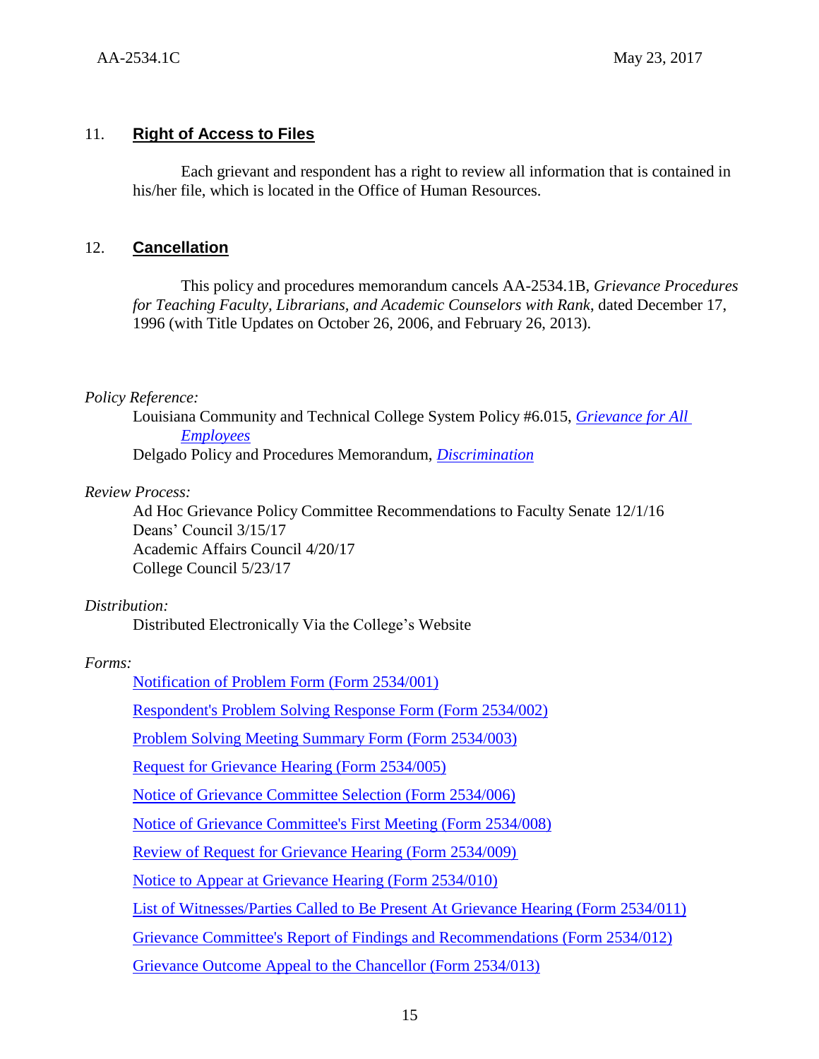## 11. **Right of Access to Files**

Each grievant and respondent has a right to review all information that is contained in his/her file, which is located in the Office of Human Resources.

## 12. **Cancellation**

This policy and procedures memorandum cancels AA-2534.1B, *Grievance Procedures for Teaching Faculty, Librarians, and Academic Counselors with Rank*, dated December 17, 1996 (with Title Updates on October 26, 2006, and February 26, 2013).

*Policy Reference:*

Louisiana Community and Technical College System Policy #6.015, *Grievance for All Employees*
Delgado Policy and Procedures Memorandum, *Discrimination*

*Review Process:*

Ad Hoc Grievance Policy Committee Recommendations to Faculty Senate 12/1/16
Deans' Council 3/15/17
Academic Affairs Council 4/20/17
College Council 5/23/17

*Distribution:*

Distributed Electronically Via the College's Website

*Forms:*

Notification of Problem Form (Form 2534/001)

Respondent's Problem Solving Response Form (Form 2534/002)

Problem Solving Meeting Summary Form (Form 2534/003)

Request for Grievance Hearing (Form 2534/005)

Notice of Grievance Committee Selection (Form 2534/006)

Notice of Grievance Committee's First Meeting (Form 2534/008)

Review of Request for Grievance Hearing (Form 2534/009)

Notice to Appear at Grievance Hearing (Form 2534/010)

List of Witnesses/Parties Called to Be Present At Grievance Hearing (Form 2534/011)

Grievance Committee's Report of Findings and Recommendations (Form 2534/012)

Grievance Outcome Appeal to the Chancellor (Form 2534/013)